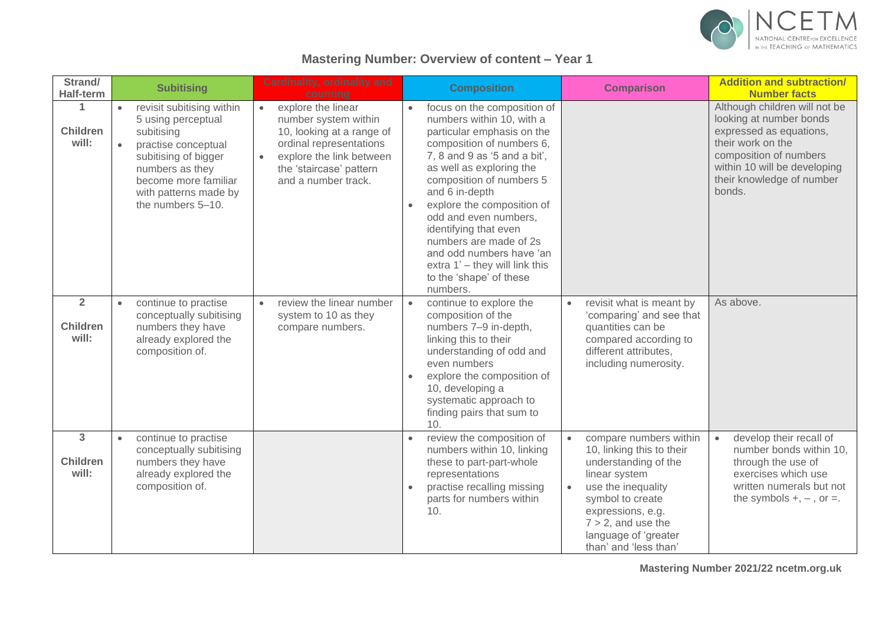## Mastering Number: Overview of content – Year 1

| Strand/ Half-term | Subitising | Cardinality, ordinality and counting | Composition | Comparison | Addition and subtraction/ Number facts |
|---|---|---|---|---|---|
| **1** **Children will:** | • revisit subitising within 5 using perceptual subitising<br>• practise conceptual subitising of bigger numbers as they become more familiar with patterns made by the numbers 5–10. | • explore the linear number system within 10, looking at a range of ordinal representations<br>• explore the link between the 'staircase' pattern and a number track. | • focus on the composition of numbers within 10, with a particular emphasis on the composition of numbers 6, 7, 8 and 9 as '5 and a bit', as well as exploring the composition of numbers 5 and 6 in-depth<br>• explore the composition of odd and even numbers, identifying that even numbers are made of 2s and odd numbers have 'an extra 1' – they will link this to the 'shape' of these numbers. | | Although children will not be looking at number bonds expressed as equations, their work on the composition of numbers within 10 will be developing their knowledge of number bonds. |
| **2** **Children will:** | • continue to practise conceptually subitising numbers they have already explored the composition of. | • review the linear number system to 10 as they compare numbers. | • continue to explore the composition of the numbers 7–9 in-depth, linking this to their understanding of odd and even numbers<br>• explore the composition of 10, developing a systematic approach to finding pairs that sum to 10. | • revisit what is meant by 'comparing' and see that quantities can be compared according to different attributes, including numerosity. | As above. |
| **3** **Children will:** | • continue to practise conceptually subitising numbers they have already explored the composition of. | | • review the composition of numbers within 10, linking these to part-part-whole representations<br>• practise recalling missing parts for numbers within 10. | • compare numbers within 10, linking this to their understanding of the linear system<br>• use the inequality symbol to create expressions, e.g. $7 > 2$, and use the language of 'greater than' and 'less than' | • develop their recall of number bonds within 10, through the use of exercises which use written numerals but not the symbols +, –, or =. |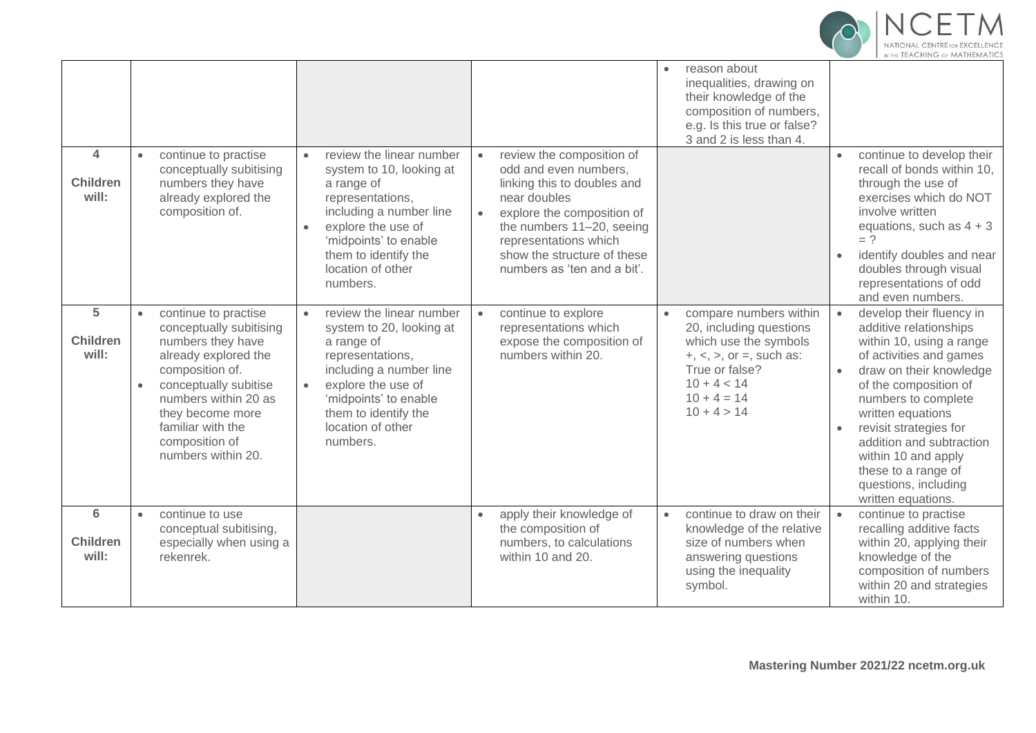| | | | | | |
|---|---|---|---|---|---|
| | | | | • reason about inequalities, drawing on their knowledge of the composition of numbers, e.g. Is this true or false? 3 and 2 is less than 4. | |
| **4** **Children will:** | • continue to practise conceptually subitising numbers they have already explored the composition of. | • review the linear number system to 10, looking at a range of representations, including a number line<br>• explore the use of 'midpoints' to enable them to identify the location of other numbers. | • review the composition of odd and even numbers, linking this to doubles and near doubles<br>• explore the composition of the numbers 11–20, seeing representations which show the structure of these numbers as 'ten and a bit'. | | • continue to develop their recall of bonds within 10, through the use of exercises which do NOT involve written equations, such as $4 + 3 = ?$<br>• identify doubles and near doubles through visual representations of odd and even numbers. |
| **5** **Children will:** | • continue to practise conceptually subitising numbers they have already explored the composition of.<br>• conceptually subitise numbers within 20 as they become more familiar with the composition of numbers within 20. | • review the linear number system to 20, looking at a range of representations, including a number line<br>• explore the use of 'midpoints' to enable them to identify the location of other numbers. | • continue to explore representations which expose the composition of numbers within 20. | • compare numbers within 20, including questions which use the symbols +, <, >, or =, such as: True or false? $10 + 4 < 14$ $10 + 4 = 14$ $10 + 4 > 14$ | • develop their fluency in additive relationships within 10, using a range of activities and games<br>• draw on their knowledge of the composition of numbers to complete written equations<br>• revisit strategies for addition and subtraction within 10 and apply these to a range of questions, including written equations. |
| **6** **Children will:** | • continue to use conceptual subitising, especially when using a rekenrek. | | • apply their knowledge of the composition of numbers, to calculations within 10 and 20. | • continue to draw on their knowledge of the relative size of numbers when answering questions using the inequality symbol. | • continue to practise recalling additive facts within 20, applying their knowledge of the composition of numbers within 20 and strategies within 10. |